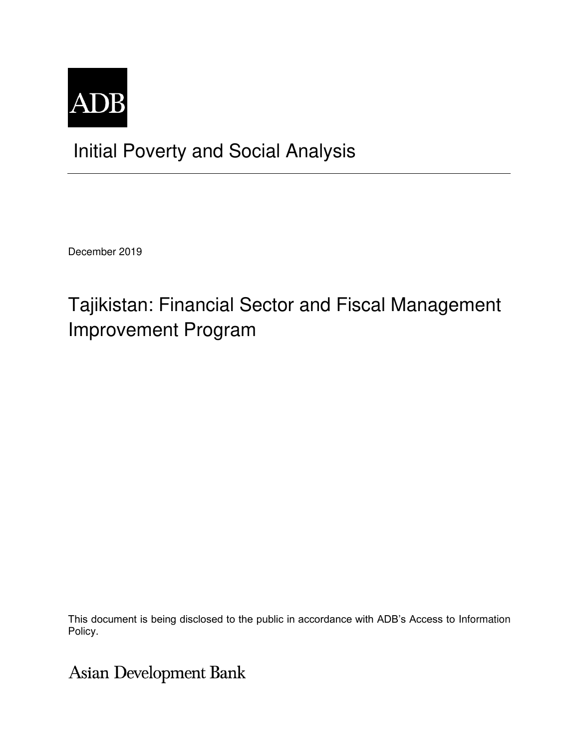ADB

# Initial Poverty and Social Analysis

December 2019

# Tajikistan: Financial Sector and Fiscal Management Improvement Program

This document is being disclosed to the public in accordance with ADB's Access to Information Policy.

Asian Development Bank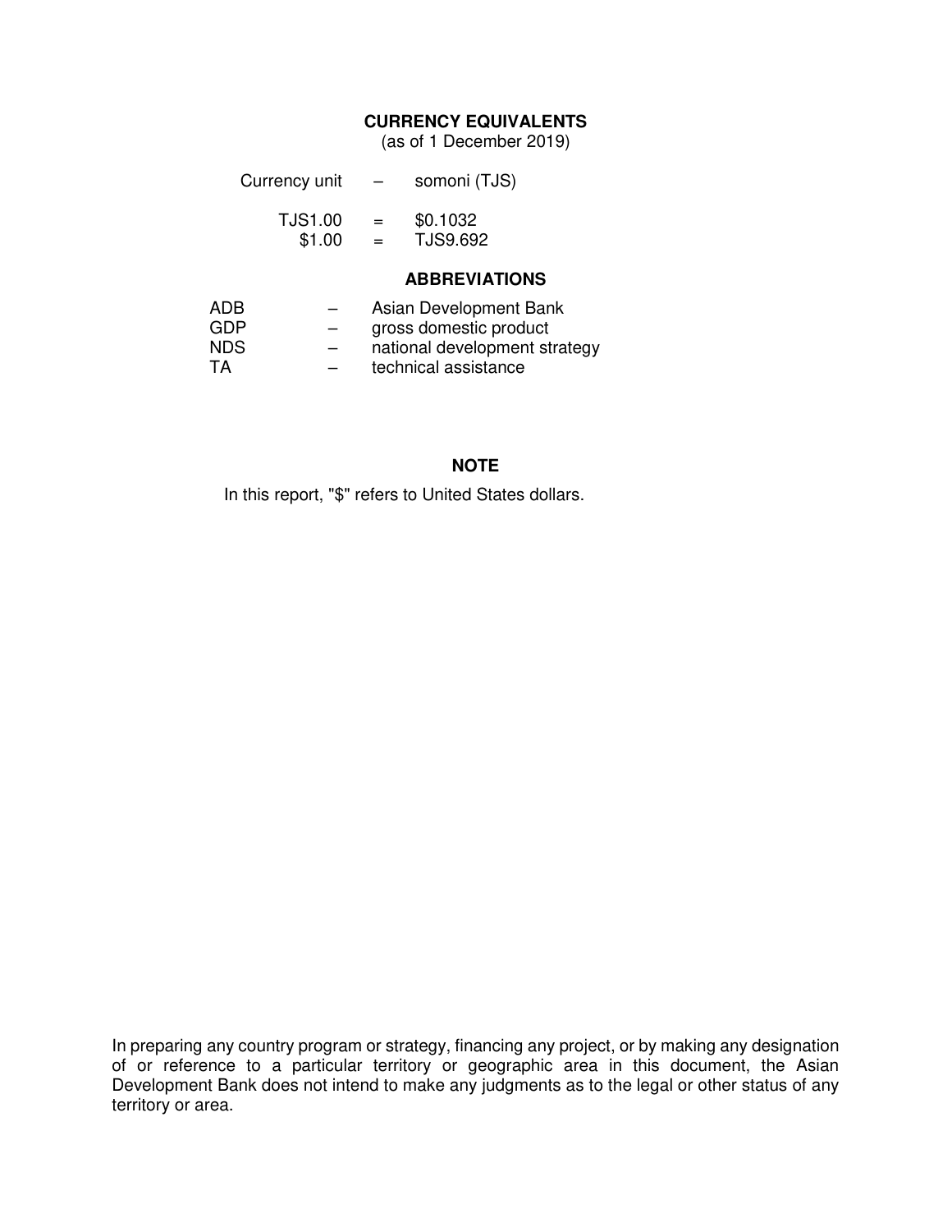## CURRENCY EQUIVALENTS

(as of 1 December 2019)

| Currency unit | – | somoni (TJS) |
|---|---|---|
| TJS1.00 | = | $0.1032 |
| $1.00 | = | TJS9.692 |

## ABBREVIATIONS

| | | |
|---|---|---|
| ADB | – | Asian Development Bank |
| GDP | – | gross domestic product |
| NDS | – | national development strategy |
| TA | – | technical assistance |

## NOTE

In this report, "$" refers to United States dollars.

In preparing any country program or strategy, financing any project, or by making any designation of or reference to a particular territory or geographic area in this document, the Asian Development Bank does not intend to make any judgments as to the legal or other status of any territory or area.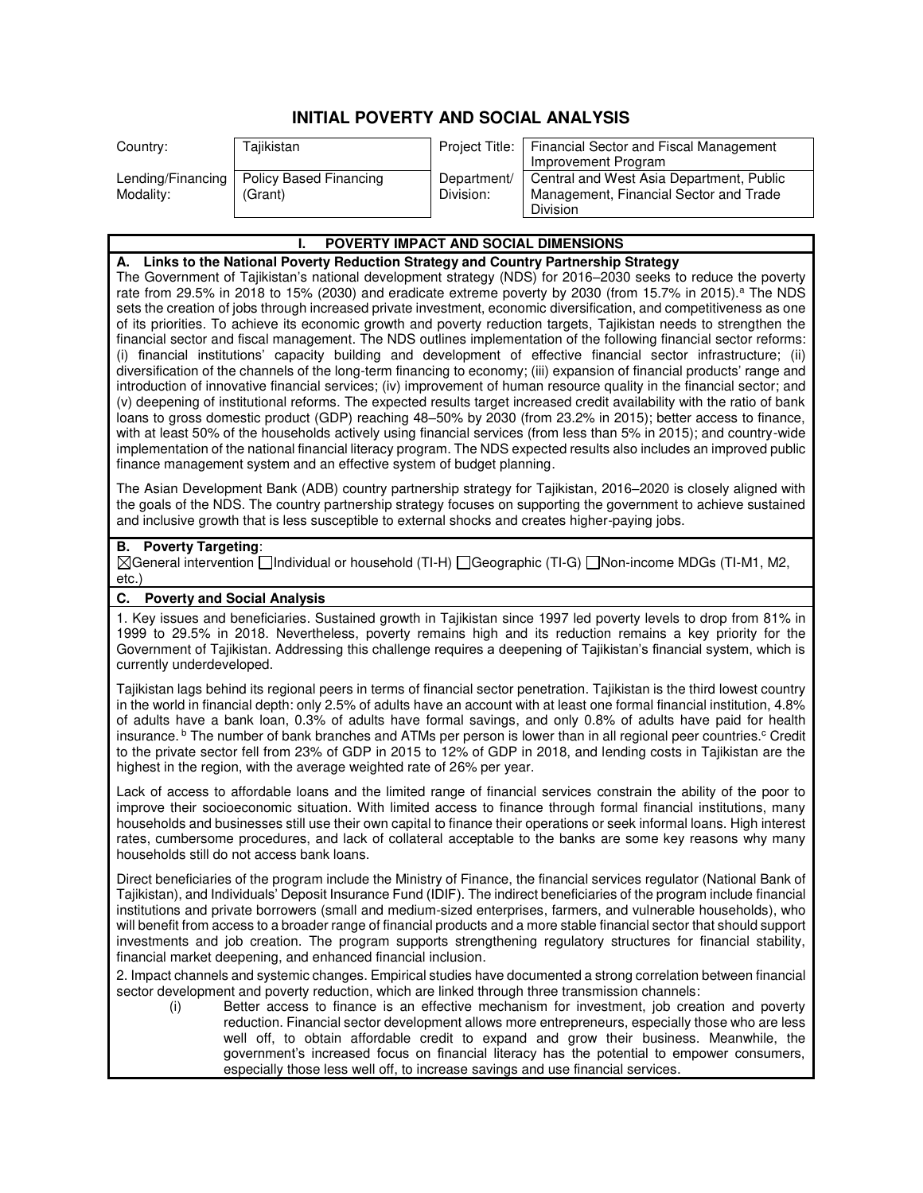# INITIAL POVERTY AND SOCIAL ANALYSIS

| Country: | Tajikistan | Project Title: | Financial Sector and Fiscal Management Improvement Program |
|---|---|---|---|
| Lending/Financing Modality: | Policy Based Financing (Grant) | Department/ Division: | Central and West Asia Department, Public Management, Financial Sector and Trade Division |

## I. POVERTY IMPACT AND SOCIAL DIMENSIONS

### A. Links to the National Poverty Reduction Strategy and Country Partnership Strategy

The Government of Tajikistan's national development strategy (NDS) for 2016–2030 seeks to reduce the poverty rate from 29.5% in 2018 to 15% (2030) and eradicate extreme poverty by 2030 (from 15.7% in 2015).[a] The NDS sets the creation of jobs through increased private investment, economic diversification, and competitiveness as one of its priorities. To achieve its economic growth and poverty reduction targets, Tajikistan needs to strengthen the financial sector and fiscal management. The NDS outlines implementation of the following financial sector reforms: (i) financial institutions' capacity building and development of effective financial sector infrastructure; (ii) diversification of the channels of the long-term financing to economy; (iii) expansion of financial products' range and introduction of innovative financial services; (iv) improvement of human resource quality in the financial sector; and (v) deepening of institutional reforms. The expected results target increased credit availability with the ratio of bank loans to gross domestic product (GDP) reaching 48–50% by 2030 (from 23.2% in 2015); better access to finance, with at least 50% of the households actively using financial services (from less than 5% in 2015); and country-wide implementation of the national financial literacy program. The NDS expected results also includes an improved public finance management system and an effective system of budget planning.

The Asian Development Bank (ADB) country partnership strategy for Tajikistan, 2016–2020 is closely aligned with the goals of the NDS. The country partnership strategy focuses on supporting the government to achieve sustained and inclusive growth that is less susceptible to external shocks and creates higher-paying jobs.

### B. Poverty Targeting:

☒General intervention ☐Individual or household (TI-H) ☐Geographic (TI-G) ☐Non-income MDGs (TI-M1, M2, etc.)

### C. Poverty and Social Analysis

1. Key issues and beneficiaries. Sustained growth in Tajikistan since 1997 led poverty levels to drop from 81% in 1999 to 29.5% in 2018. Nevertheless, poverty remains high and its reduction remains a key priority for the Government of Tajikistan. Addressing this challenge requires a deepening of Tajikistan's financial system, which is currently underdeveloped.

Tajikistan lags behind its regional peers in terms of financial sector penetration. Tajikistan is the third lowest country in the world in financial depth: only 2.5% of adults have an account with at least one formal financial institution, 4.8% of adults have a bank loan, 0.3% of adults have formal savings, and only 0.8% of adults have paid for health insurance.[b] The number of bank branches and ATMs per person is lower than in all regional peer countries.[c] Credit to the private sector fell from 23% of GDP in 2015 to 12% of GDP in 2018, and lending costs in Tajikistan are the highest in the region, with the average weighted rate of 26% per year.

Lack of access to affordable loans and the limited range of financial services constrain the ability of the poor to improve their socioeconomic situation. With limited access to finance through formal financial institutions, many households and businesses still use their own capital to finance their operations or seek informal loans. High interest rates, cumbersome procedures, and lack of collateral acceptable to the banks are some key reasons why many households still do not access bank loans.

Direct beneficiaries of the program include the Ministry of Finance, the financial services regulator (National Bank of Tajikistan), and Individuals' Deposit Insurance Fund (IDIF). The indirect beneficiaries of the program include financial institutions and private borrowers (small and medium-sized enterprises, farmers, and vulnerable households), who will benefit from access to a broader range of financial products and a more stable financial sector that should support investments and job creation. The program supports strengthening regulatory structures for financial stability, financial market deepening, and enhanced financial inclusion.

2. Impact channels and systemic changes. Empirical studies have documented a strong correlation between financial sector development and poverty reduction, which are linked through three transmission channels:

(i) Better access to finance is an effective mechanism for investment, job creation and poverty reduction. Financial sector development allows more entrepreneurs, especially those who are less well off, to obtain affordable credit to expand and grow their business. Meanwhile, the government's increased focus on financial literacy has the potential to empower consumers, especially those less well off, to increase savings and use financial services.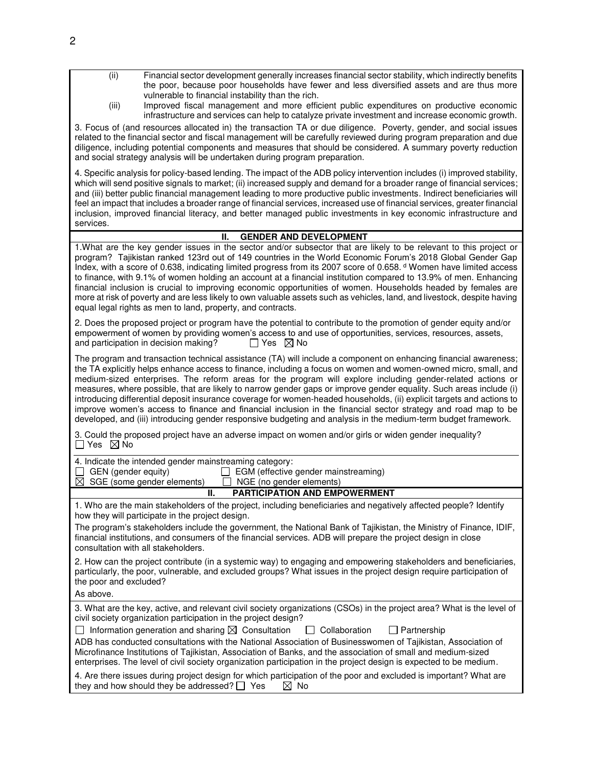(ii) Financial sector development generally increases financial sector stability, which indirectly benefits the poor, because poor households have fewer and less diversified assets and are thus more vulnerable to financial instability than the rich.

(iii) Improved fiscal management and more efficient public expenditures on productive economic infrastructure and services can help to catalyze private investment and increase economic growth.

3. Focus of (and resources allocated in) the transaction TA or due diligence. Poverty, gender, and social issues related to the financial sector and fiscal management will be carefully reviewed during program preparation and due diligence, including potential components and measures that should be considered. A summary poverty reduction and social strategy analysis will be undertaken during program preparation.

4. Specific analysis for policy-based lending. The impact of the ADB policy intervention includes (i) improved stability, which will send positive signals to market; (ii) increased supply and demand for a broader range of financial services; and (iii) better public financial management leading to more productive public investments. Indirect beneficiaries will feel an impact that includes a broader range of financial services, increased use of financial services, greater financial inclusion, improved financial literacy, and better managed public investments in key economic infrastructure and services.

## II. GENDER AND DEVELOPMENT

1. What are the key gender issues in the sector and/or subsector that are likely to be relevant to this project or program? Tajikistan ranked 123rd out of 149 countries in the World Economic Forum's 2018 Global Gender Gap Index, with a score of 0.638, indicating limited progress from its 2007 score of 0.658. [d] Women have limited access to finance, with 9.1% of women holding an account at a financial institution compared to 13.9% of men. Enhancing financial inclusion is crucial to improving economic opportunities of women. Households headed by females are more at risk of poverty and are less likely to own valuable assets such as vehicles, land, and livestock, despite having equal legal rights as men to land, property, and contracts.

2. Does the proposed project or program have the potential to contribute to the promotion of gender equity and/or empowerment of women by providing women's access to and use of opportunities, services, resources, assets, and participation in decision making? ☐ Yes ☒ No

The program and transaction technical assistance (TA) will include a component on enhancing financial awareness; the TA explicitly helps enhance access to finance, including a focus on women and women-owned micro, small, and medium-sized enterprises. The reform areas for the program will explore including gender-related actions or measures, where possible, that are likely to narrow gender gaps or improve gender equality. Such areas include (i) introducing differential deposit insurance coverage for women-headed households, (ii) explicit targets and actions to improve women's access to finance and financial inclusion in the financial sector strategy and road map to be developed, and (iii) introducing gender responsive budgeting and analysis in the medium-term budget framework.

3. Could the proposed project have an adverse impact on women and/or girls or widen gender inequality?
☐ Yes ☒ No

4. Indicate the intended gender mainstreaming category:
☐ GEN (gender equity) ☐ EGM (effective gender mainstreaming)
☒ SGE (some gender elements) ☐ NGE (no gender elements)

## II. PARTICIPATION AND EMPOWERMENT

1. Who are the main stakeholders of the project, including beneficiaries and negatively affected people? Identify how they will participate in the project design.

The program's stakeholders include the government, the National Bank of Tajikistan, the Ministry of Finance, IDIF, financial institutions, and consumers of the financial services. ADB will prepare the project design in close consultation with all stakeholders.

2. How can the project contribute (in a systemic way) to engaging and empowering stakeholders and beneficiaries, particularly, the poor, vulnerable, and excluded groups? What issues in the project design require participation of the poor and excluded?

As above.

3. What are the key, active, and relevant civil society organizations (CSOs) in the project area? What is the level of civil society organization participation in the project design?

☐ Information generation and sharing ☒ Consultation ☐ Collaboration ☐ Partnership

ADB has conducted consultations with the National Association of Businesswomen of Tajikistan, Association of Microfinance Institutions of Tajikistan, Association of Banks, and the association of small and medium-sized enterprises. The level of civil society organization participation in the project design is expected to be medium.

4. Are there issues during project design for which participation of the poor and excluded is important? What are they and how should they be addressed? ☐ Yes ☒ No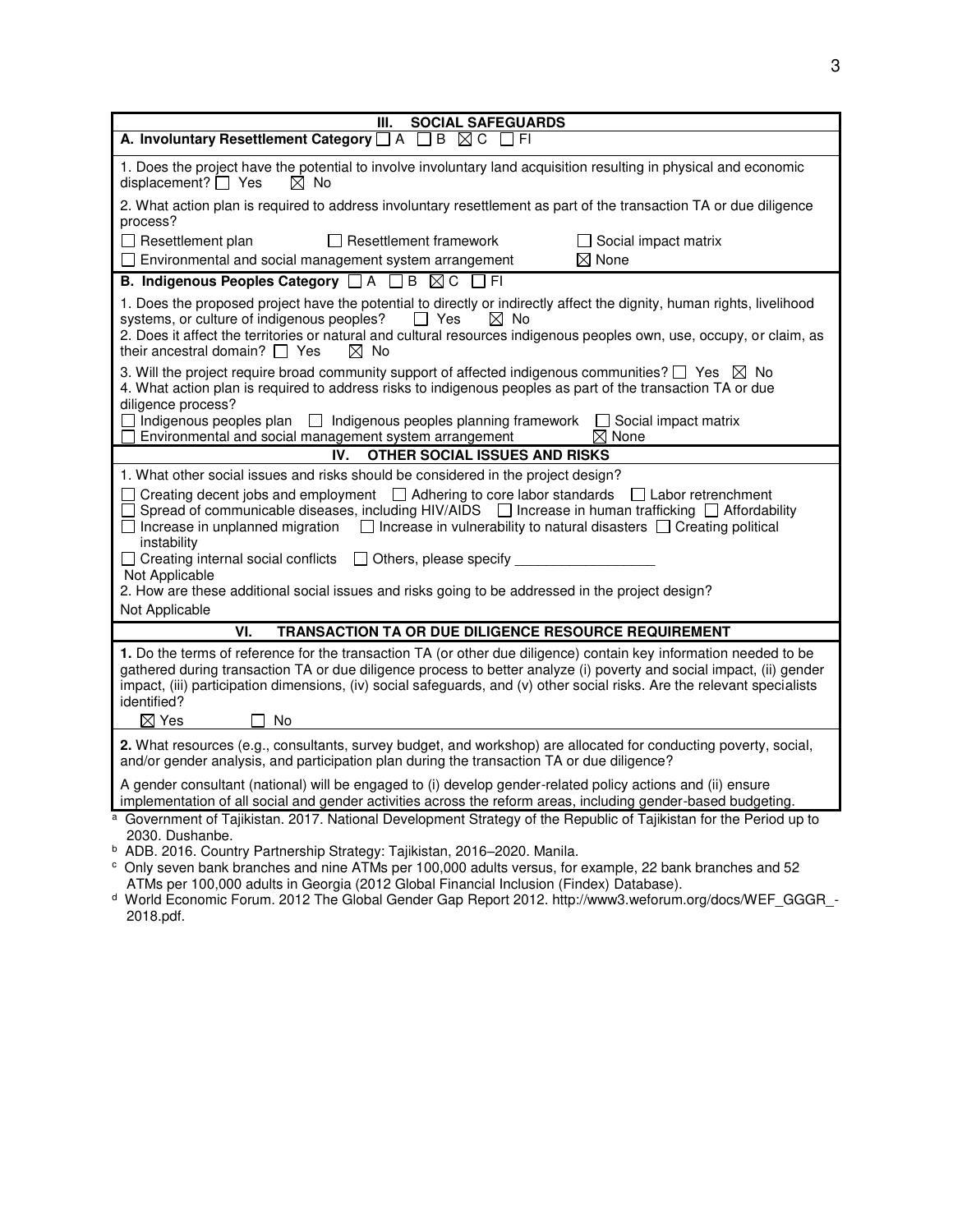## III. SOCIAL SAFEGUARDS

**A. Involuntary Resettlement Category** ☐ A ☐ B ☒ C ☐ FI

1. Does the project have the potential to involve involuntary land acquisition resulting in physical and economic displacement? ☐ Yes ☒ No

2. What action plan is required to address involuntary resettlement as part of the transaction TA or due diligence process?

☐ Resettlement plan ☐ Resettlement framework ☐ Social impact matrix
☐ Environmental and social management system arrangement ☒ None

**B. Indigenous Peoples Category** ☐ A ☐ B ☒ C ☐ FI

1. Does the proposed project have the potential to directly or indirectly affect the dignity, human rights, livelihood systems, or culture of indigenous peoples? ☐ Yes ☒ No
2. Does it affect the territories or natural and cultural resources indigenous peoples own, use, occupy, or claim, as their ancestral domain? ☐ Yes ☒ No

3. Will the project require broad community support of affected indigenous communities? ☐ Yes ☒ No
4. What action plan is required to address risks to indigenous peoples as part of the transaction TA or due diligence process?
☐ Indigenous peoples plan ☐ Indigenous peoples planning framework ☐ Social impact matrix
☐ Environmental and social management system arrangement ☒ None

## IV. OTHER SOCIAL ISSUES AND RISKS

1. What other social issues and risks should be considered in the project design?

☐ Creating decent jobs and employment ☐ Adhering to core labor standards ☐ Labor retrenchment
☐ Spread of communicable diseases, including HIV/AIDS ☐ Increase in human trafficking ☐ Affordability
☐ Increase in unplanned migration ☐ Increase in vulnerability to natural disasters ☐ Creating political instability
☐ Creating internal social conflicts ☐ Others, please specify \_\_\_\_\_\_\_\_\_\_\_\_\_\_\_\_\_\_
Not Applicable

2. How are these additional social issues and risks going to be addressed in the project design?
Not Applicable

## VI. TRANSACTION TA OR DUE DILIGENCE RESOURCE REQUIREMENT

**1.** Do the terms of reference for the transaction TA (or other due diligence) contain key information needed to be gathered during transaction TA or due diligence process to better analyze (i) poverty and social impact, (ii) gender impact, (iii) participation dimensions, (iv) social safeguards, and (v) other social risks. Are the relevant specialists identified?

☒ Yes ☐ No

**2.** What resources (e.g., consultants, survey budget, and workshop) are allocated for conducting poverty, social, and/or gender analysis, and participation plan during the transaction TA or due diligence?

A gender consultant (national) will be engaged to (i) develop gender-related policy actions and (ii) ensure implementation of all social and gender activities across the reform areas, including gender-based budgeting.

[a] Government of Tajikistan. 2017. National Development Strategy of the Republic of Tajikistan for the Period up to 2030. Dushanbe.
[b] ADB. 2016. Country Partnership Strategy: Tajikistan, 2016–2020. Manila.
[c] Only seven bank branches and nine ATMs per 100,000 adults versus, for example, 22 bank branches and 52 ATMs per 100,000 adults in Georgia (2012 Global Financial Inclusion (Findex) Database).
[d] World Economic Forum. 2012 The Global Gender Gap Report 2012. http://www3.weforum.org/docs/WEF_GGGR_-2018.pdf.